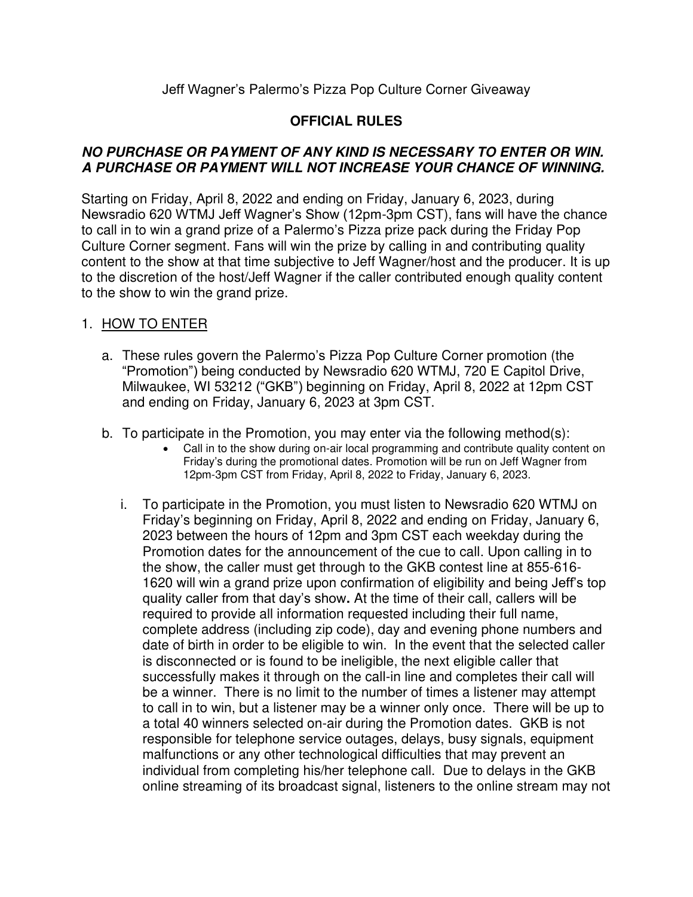Jeff Wagner's Palermo's Pizza Pop Culture Corner Giveaway

# OFFICIAL RULES

***NO PURCHASE OR PAYMENT OF ANY KIND IS NECESSARY TO ENTER OR WIN. A PURCHASE OR PAYMENT WILL NOT INCREASE YOUR CHANCE OF WINNING.***

Starting on Friday, April 8, 2022 and ending on Friday, January 6, 2023, during Newsradio 620 WTMJ Jeff Wagner's Show (12pm-3pm CST), fans will have the chance to call in to win a grand prize of a Palermo's Pizza prize pack during the Friday Pop Culture Corner segment. Fans will win the prize by calling in and contributing quality content to the show at that time subjective to Jeff Wagner/host and the producer. It is up to the discretion of the host/Jeff Wagner if the caller contributed enough quality content to the show to win the grand prize.

1. HOW TO ENTER

   a. These rules govern the Palermo's Pizza Pop Culture Corner promotion (the "Promotion") being conducted by Newsradio 620 WTMJ, 720 E Capitol Drive, Milwaukee, WI 53212 ("GKB") beginning on Friday, April 8, 2022 at 12pm CST and ending on Friday, January 6, 2023 at 3pm CST.

   b. To participate in the Promotion, you may enter via the following method(s):
      - Call in to the show during on-air local programming and contribute quality content on Friday's during the promotional dates. Promotion will be run on Jeff Wagner from 12pm-3pm CST from Friday, April 8, 2022 to Friday, January 6, 2023.

      i. To participate in the Promotion, you must listen to Newsradio 620 WTMJ on Friday's beginning on Friday, April 8, 2022 and ending on Friday, January 6, 2023 between the hours of 12pm and 3pm CST each weekday during the Promotion dates for the announcement of the cue to call. Upon calling in to the show, the caller must get through to the GKB contest line at 855-616-1620 will win a grand prize upon confirmation of eligibility and being Jeff's top quality caller from that day's show**.** At the time of their call, callers will be required to provide all information requested including their full name, complete address (including zip code), day and evening phone numbers and date of birth in order to be eligible to win. In the event that the selected caller is disconnected or is found to be ineligible, the next eligible caller that successfully makes it through on the call-in line and completes their call will be a winner. There is no limit to the number of times a listener may attempt to call in to win, but a listener may be a winner only once. There will be up to a total 40 winners selected on-air during the Promotion dates. GKB is not responsible for telephone service outages, delays, busy signals, equipment malfunctions or any other technological difficulties that may prevent an individual from completing his/her telephone call. Due to delays in the GKB online streaming of its broadcast signal, listeners to the online stream may not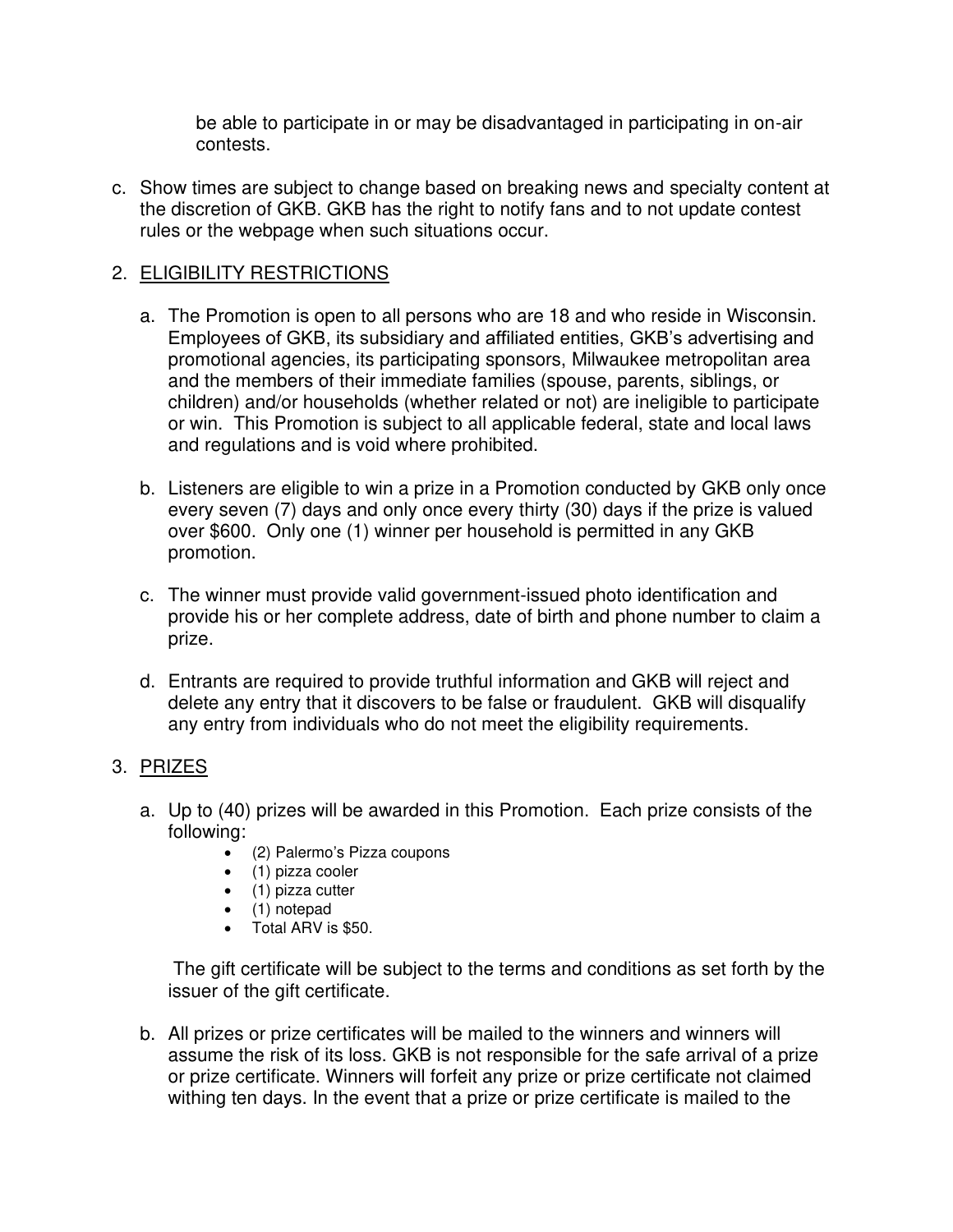be able to participate in or may be disadvantaged in participating in on-air contests.

c. Show times are subject to change based on breaking news and specialty content at the discretion of GKB. GKB has the right to notify fans and to not update contest rules or the webpage when such situations occur.

2. <u>ELIGIBILITY RESTRICTIONS</u>

   a. The Promotion is open to all persons who are 18 and who reside in Wisconsin. Employees of GKB, its subsidiary and affiliated entities, GKB's advertising and promotional agencies, its participating sponsors, Milwaukee metropolitan area and the members of their immediate families (spouse, parents, siblings, or children) and/or households (whether related or not) are ineligible to participate or win. This Promotion is subject to all applicable federal, state and local laws and regulations and is void where prohibited.

   b. Listeners are eligible to win a prize in a Promotion conducted by GKB only once every seven (7) days and only once every thirty (30) days if the prize is valued over $600. Only one (1) winner per household is permitted in any GKB promotion.

   c. The winner must provide valid government-issued photo identification and provide his or her complete address, date of birth and phone number to claim a prize.

   d. Entrants are required to provide truthful information and GKB will reject and delete any entry that it discovers to be false or fraudulent. GKB will disqualify any entry from individuals who do not meet the eligibility requirements.

3. <u>PRIZES</u>

   a. Up to (40) prizes will be awarded in this Promotion. Each prize consists of the following:
      - (2) Palermo's Pizza coupons
      - (1) pizza cooler
      - (1) pizza cutter
      - (1) notepad
      - Total ARV is $50.

      The gift certificate will be subject to the terms and conditions as set forth by the issuer of the gift certificate.

   b. All prizes or prize certificates will be mailed to the winners and winners will assume the risk of its loss. GKB is not responsible for the safe arrival of a prize or prize certificate. Winners will forfeit any prize or prize certificate not claimed withing ten days. In the event that a prize or prize certificate is mailed to the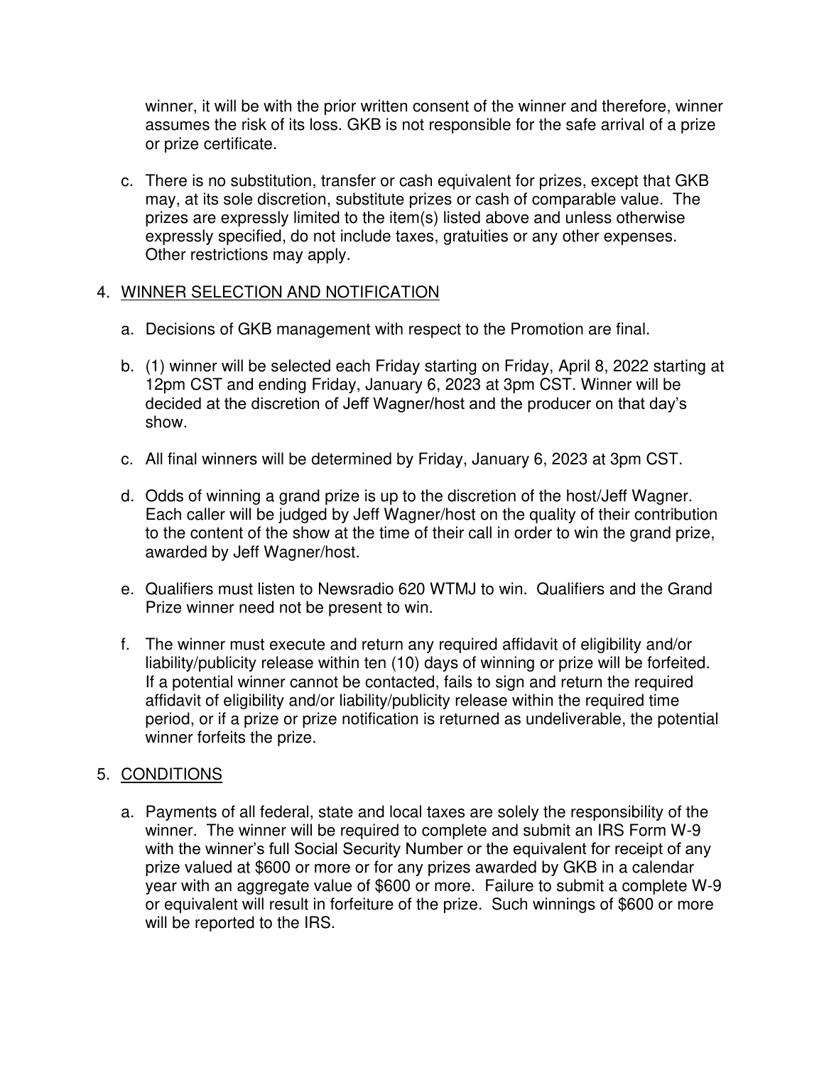winner, it will be with the prior written consent of the winner and therefore, winner assumes the risk of its loss. GKB is not responsible for the safe arrival of a prize or prize certificate.

c. There is no substitution, transfer or cash equivalent for prizes, except that GKB may, at its sole discretion, substitute prizes or cash of comparable value. The prizes are expressly limited to the item(s) listed above and unless otherwise expressly specified, do not include taxes, gratuities or any other expenses. Other restrictions may apply.

4. <u>WINNER SELECTION AND NOTIFICATION</u>

   a. Decisions of GKB management with respect to the Promotion are final.

   b. (1) winner will be selected each Friday starting on Friday, April 8, 2022 starting at 12pm CST and ending Friday, January 6, 2023 at 3pm CST. Winner will be decided at the discretion of Jeff Wagner/host and the producer on that day's show.

   c. All final winners will be determined by Friday, January 6, 2023 at 3pm CST.

   d. Odds of winning a grand prize is up to the discretion of the host/Jeff Wagner. Each caller will be judged by Jeff Wagner/host on the quality of their contribution to the content of the show at the time of their call in order to win the grand prize, awarded by Jeff Wagner/host.

   e. Qualifiers must listen to Newsradio 620 WTMJ to win. Qualifiers and the Grand Prize winner need not be present to win.

   f. The winner must execute and return any required affidavit of eligibility and/or liability/publicity release within ten (10) days of winning or prize will be forfeited. If a potential winner cannot be contacted, fails to sign and return the required affidavit of eligibility and/or liability/publicity release within the required time period, or if a prize or prize notification is returned as undeliverable, the potential winner forfeits the prize.

5. <u>CONDITIONS</u>

   a. Payments of all federal, state and local taxes are solely the responsibility of the winner. The winner will be required to complete and submit an IRS Form W-9 with the winner's full Social Security Number or the equivalent for receipt of any prize valued at $600 or more or for any prizes awarded by GKB in a calendar year with an aggregate value of $600 or more. Failure to submit a complete W-9 or equivalent will result in forfeiture of the prize. Such winnings of $600 or more will be reported to the IRS.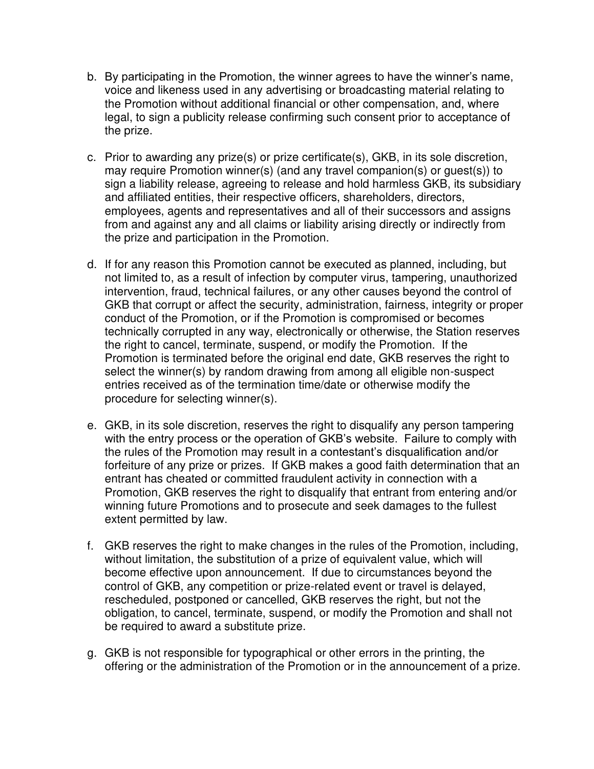b. By participating in the Promotion, the winner agrees to have the winner's name, voice and likeness used in any advertising or broadcasting material relating to the Promotion without additional financial or other compensation, and, where legal, to sign a publicity release confirming such consent prior to acceptance of the prize.

c. Prior to awarding any prize(s) or prize certificate(s), GKB, in its sole discretion, may require Promotion winner(s) (and any travel companion(s) or guest(s)) to sign a liability release, agreeing to release and hold harmless GKB, its subsidiary and affiliated entities, their respective officers, shareholders, directors, employees, agents and representatives and all of their successors and assigns from and against any and all claims or liability arising directly or indirectly from the prize and participation in the Promotion.

d. If for any reason this Promotion cannot be executed as planned, including, but not limited to, as a result of infection by computer virus, tampering, unauthorized intervention, fraud, technical failures, or any other causes beyond the control of GKB that corrupt or affect the security, administration, fairness, integrity or proper conduct of the Promotion, or if the Promotion is compromised or becomes technically corrupted in any way, electronically or otherwise, the Station reserves the right to cancel, terminate, suspend, or modify the Promotion. If the Promotion is terminated before the original end date, GKB reserves the right to select the winner(s) by random drawing from among all eligible non-suspect entries received as of the termination time/date or otherwise modify the procedure for selecting winner(s).

e. GKB, in its sole discretion, reserves the right to disqualify any person tampering with the entry process or the operation of GKB's website. Failure to comply with the rules of the Promotion may result in a contestant's disqualification and/or forfeiture of any prize or prizes. If GKB makes a good faith determination that an entrant has cheated or committed fraudulent activity in connection with a Promotion, GKB reserves the right to disqualify that entrant from entering and/or winning future Promotions and to prosecute and seek damages to the fullest extent permitted by law.

f. GKB reserves the right to make changes in the rules of the Promotion, including, without limitation, the substitution of a prize of equivalent value, which will become effective upon announcement. If due to circumstances beyond the control of GKB, any competition or prize-related event or travel is delayed, rescheduled, postponed or cancelled, GKB reserves the right, but not the obligation, to cancel, terminate, suspend, or modify the Promotion and shall not be required to award a substitute prize.

g. GKB is not responsible for typographical or other errors in the printing, the offering or the administration of the Promotion or in the announcement of a prize.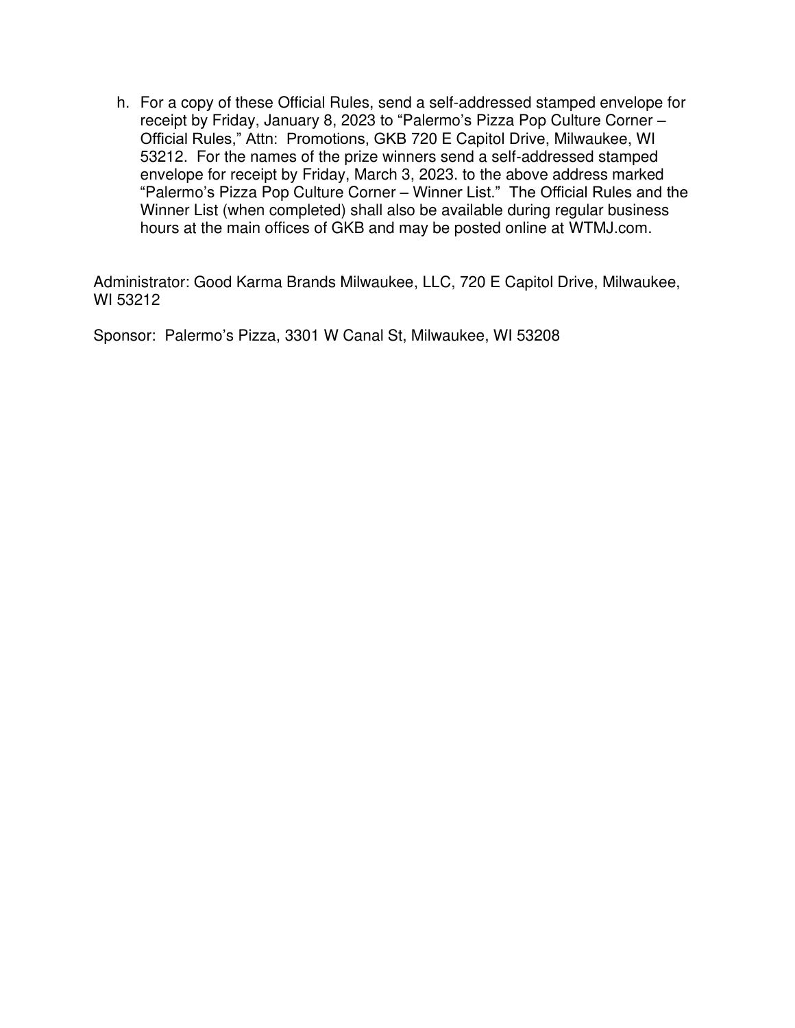h. For a copy of these Official Rules, send a self-addressed stamped envelope for receipt by Friday, January 8, 2023 to "Palermo's Pizza Pop Culture Corner – Official Rules," Attn: Promotions, GKB 720 E Capitol Drive, Milwaukee, WI 53212. For the names of the prize winners send a self-addressed stamped envelope for receipt by Friday, March 3, 2023. to the above address marked "Palermo's Pizza Pop Culture Corner – Winner List." The Official Rules and the Winner List (when completed) shall also be available during regular business hours at the main offices of GKB and may be posted online at WTMJ.com.

Administrator: Good Karma Brands Milwaukee, LLC, 720 E Capitol Drive, Milwaukee, WI 53212

Sponsor: Palermo's Pizza, 3301 W Canal St, Milwaukee, WI 53208